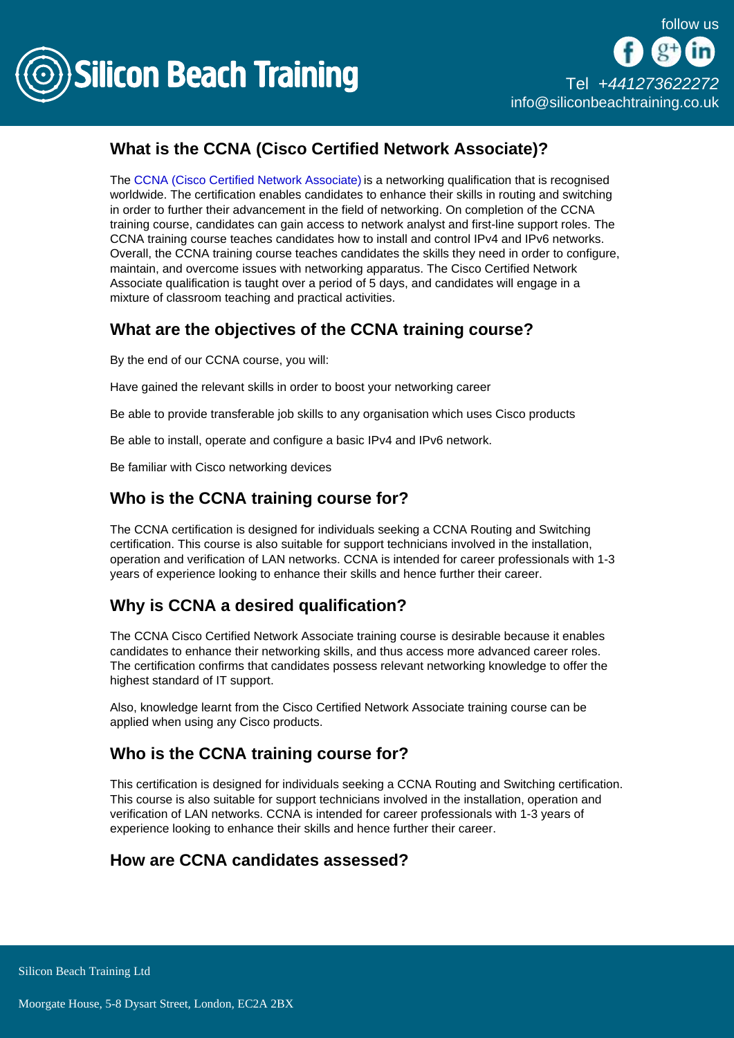## What is the CCNA (Cisco Certified Network Associate)?

The CCNA (Cisco Certified Network Associate) is a networking qualification that is recognised worldwide. The certification enables candidates to enhance their skills in routing and switching in order to further their advancement in the field of networking. On completion of the CCNA training course, candidates can gain access to network analyst and first-line support roles. The CCNA training course teaches candidates how to install and control IPv4 and IPv6 networks. Overall, the CCNA training course teaches candidates the skills they need in order to configure, maintain, and overcome issues with networking apparatus. The Cisco Certified Network Associate qualification is taught over a period of 5 days, and candidates will engage in a mixture of classroom teaching and practical activities.

## What are the objectives of the CCNA training course?

By the end of our CCNA course, you will:

Have gained the relevant skills in order to boost your networking career

Be able to provide transferable job skills to any organisation which uses Cisco products

Be able to install, operate and configure a basic IPv4 and IPv6 network.

Be familiar with Cisco networking devices

## Who is the CCNA training course for?

The CCNA certification is designed for individuals seeking a CCNA Routing and Switching certification. This course is also suitable for support technicians involved in the installation, operation and verification of LAN networks. CCNA is intended for career professionals with 1-3 years of experience looking to enhance their skills and hence further their career.

## Why is CCNA a desired qualification?

The CCNA Cisco Certified Network Associate training course is desirable because it enables candidates to enhance their networking skills, and thus access more advanced career roles. The certification confirms that candidates possess relevant networking knowledge to offer the highest standard of IT support.

Also, knowledge learnt from the Cisco Certified Network Associate training course can be applied when using any Cisco products.

## Who is the CCNA training course for?

This certification is designed for individuals seeking a CCNA Routing and Switching certification. This course is also suitable for support technicians involved in the installation, operation and verification of LAN networks. CCNA is intended for career professionals with 1-3 years of experience looking to enhance their skills and hence further their career.

## How are CCNA candidates assessed?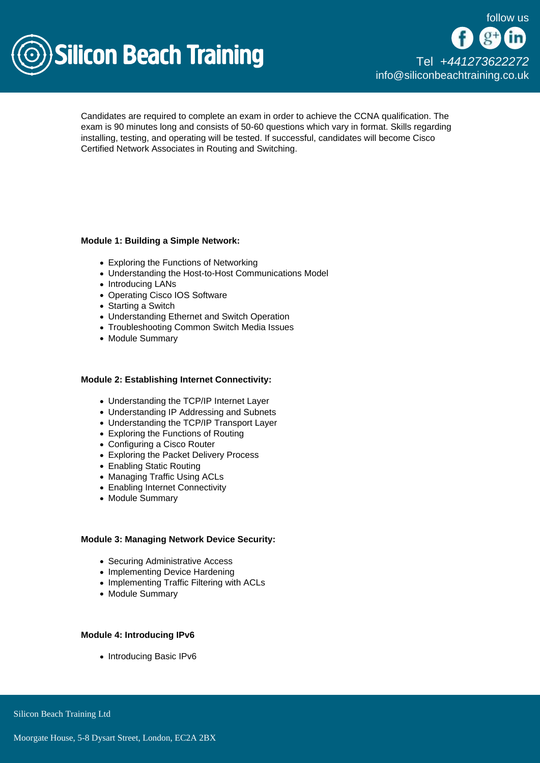Candidates are required to complete an exam in order to achieve the CCNA qualification. The exam is 90 minutes long and consists of 50-60 questions which vary in format. Skills regarding installing, testing, and operating will be tested. If successful, candidates will become Cisco Certified Network Associates in Routing and Switching.

**Module 1: Building a Simple Network:**

- Exploring the Functions of Networking
- Understanding the Host-to-Host Communications Model
- Introducing LANs
- Operating Cisco IOS Software
- Starting a Switch
- Understanding Ethernet and Switch Operation
- Troubleshooting Common Switch Media Issues
- Module Summary

**Module 2: Establishing Internet Connectivity:**

- Understanding the TCP/IP Internet Layer
- Understanding IP Addressing and Subnets
- Understanding the TCP/IP Transport Layer
- Exploring the Functions of Routing
- Configuring a Cisco Router
- Exploring the Packet Delivery Process
- Enabling Static Routing
- Managing Traffic Using ACLs
- Enabling Internet Connectivity
- Module Summary

**Module 3: Managing Network Device Security:**

- Securing Administrative Access
- Implementing Device Hardening
- Implementing Traffic Filtering with ACLs
- Module Summary

**Module 4: Introducing IPv6**

- Introducing Basic IPv6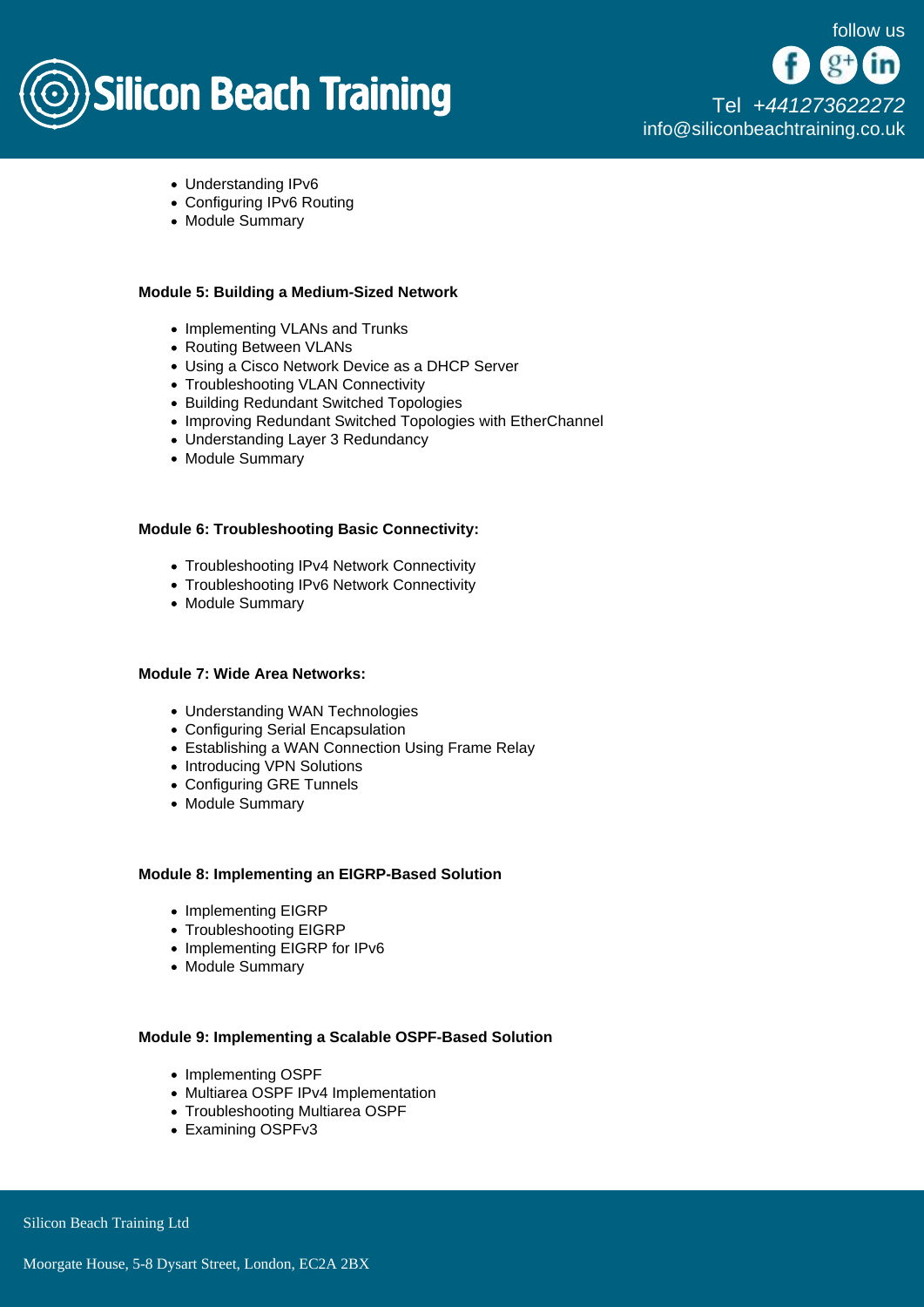- Understanding IPv6
- Configuring IPv6 Routing
- Module Summary

**Module 5: Building a Medium-Sized Network**

- Implementing VLANs and Trunks
- Routing Between VLANs
- Using a Cisco Network Device as a DHCP Server
- Troubleshooting VLAN Connectivity
- Building Redundant Switched Topologies
- Improving Redundant Switched Topologies with EtherChannel
- Understanding Layer 3 Redundancy
- Module Summary

**Module 6: Troubleshooting Basic Connectivity:**

- Troubleshooting IPv4 Network Connectivity
- Troubleshooting IPv6 Network Connectivity
- Module Summary

**Module 7: Wide Area Networks:**

- Understanding WAN Technologies
- Configuring Serial Encapsulation
- Establishing a WAN Connection Using Frame Relay
- Introducing VPN Solutions
- Configuring GRE Tunnels
- Module Summary

**Module 8: Implementing an EIGRP-Based Solution**

- Implementing EIGRP
- Troubleshooting EIGRP
- Implementing EIGRP for IPv6
- Module Summary

**Module 9: Implementing a Scalable OSPF-Based Solution**

- Implementing OSPF
- Multiarea OSPF IPv4 Implementation
- Troubleshooting Multiarea OSPF
- Examining OSPFv3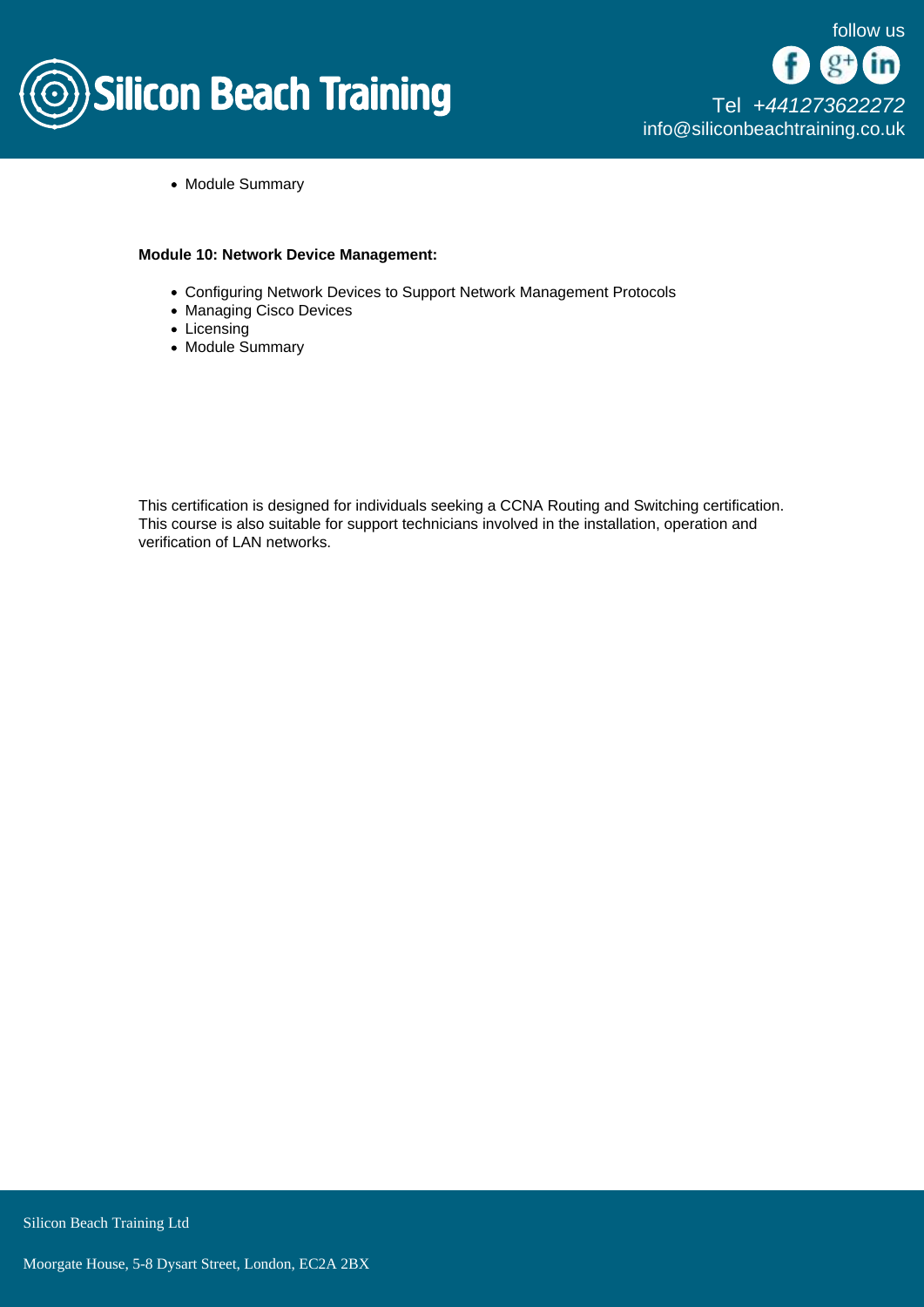- Module Summary

**Module 10: Network Device Management:**

- Configuring Network Devices to Support Network Management Protocols
- Managing Cisco Devices
- Licensing
- Module Summary

This certification is designed for individuals seeking a CCNA Routing and Switching certification. This course is also suitable for support technicians involved in the installation, operation and verification of LAN networks.